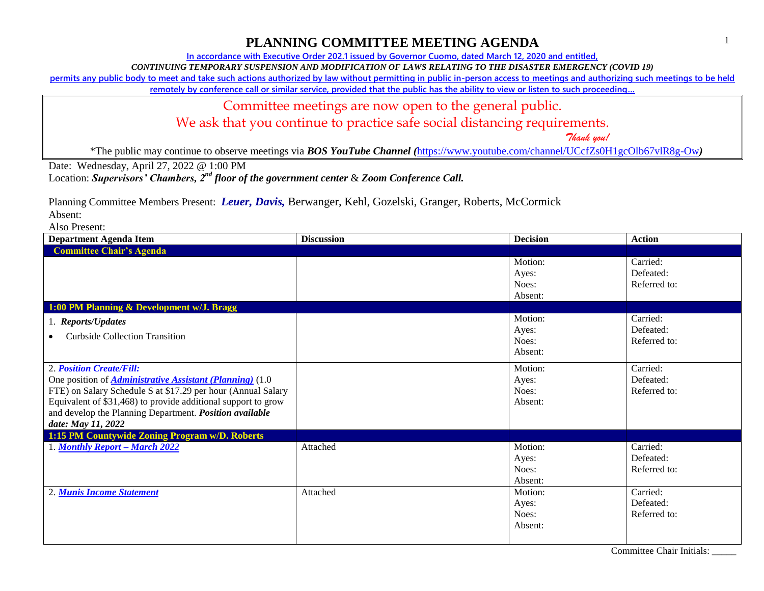# PLANNING COMMITTEE MEETING AGENDA

**In accordance with Executive Order 202.1 issued by Governor Cuomo, dated March 12, 2020 and entitled,**

***CONTINUING TEMPORARY SUSPENSION AND MODIFICATION OF LAWS RELATING TO THE DISASTER EMERGENCY (COVID 19)***

**permits any public body to meet and take such actions authorized by law without permitting in public in-person access to meetings and authorizing such meetings to be held remotely by conference call or similar service, provided that the public has the ability to view or listen to such proceeding…**

Committee meetings are now open to the general public.

We ask that you continue to practice safe social distancing requirements.

*Thank you!*

*The public may continue to observe meetings via ***BOS YouTube Channel (***https://www.youtube.com/channel/UCcfZs0H1gcOlb67vlR8g-Ow***)***

Date: Wednesday, April 27, 2022 @ 1:00 PM

Location: ***Supervisors' Chambers, 2nd floor of the government center*** & ***Zoom Conference Call.***

Planning Committee Members Present: ***Leuer, Davis,*** Berwanger, Kehl, Gozelski, Granger, Roberts, McCormick

Absent:

Also Present:

| Department Agenda Item | Discussion | Decision | Action |
|---|---|---|---|
| **Committee Chair's Agenda** | | | |
| | | Motion:<br>Ayes:<br>Noes:<br>Absent: | Carried:<br>Defeated:<br>Referred to: |
| **1:00 PM Planning & Development w/J. Bragg** | | | |
| 1. ***Reports/Updates***<br>• Curbside Collection Transition | | Motion:<br>Ayes:<br>Noes:<br>Absent: | Carried:<br>Defeated:<br>Referred to: |
| 2. ***Position Create/Fill:***<br>One position of ***Administrative Assistant (Planning)*** (1.0 FTE) on Salary Schedule S at $17.29 per hour (Annual Salary Equivalent of $31,468) to provide additional support to grow and develop the Planning Department. ***Position available date: May 11, 2022*** | | Motion:<br>Ayes:<br>Noes:<br>Absent: | Carried:<br>Defeated:<br>Referred to: |
| **1:15 PM Countywide Zoning Program w/D. Roberts** | | | |
| 1. ***Monthly Report – March 2022*** | Attached | Motion:<br>Ayes:<br>Noes:<br>Absent: | Carried:<br>Defeated:<br>Referred to: |
| 2. ***Munis Income Statement*** | Attached | Motion:<br>Ayes:<br>Noes:<br>Absent: | Carried:<br>Defeated:<br>Referred to: |

Committee Chair Initials: _____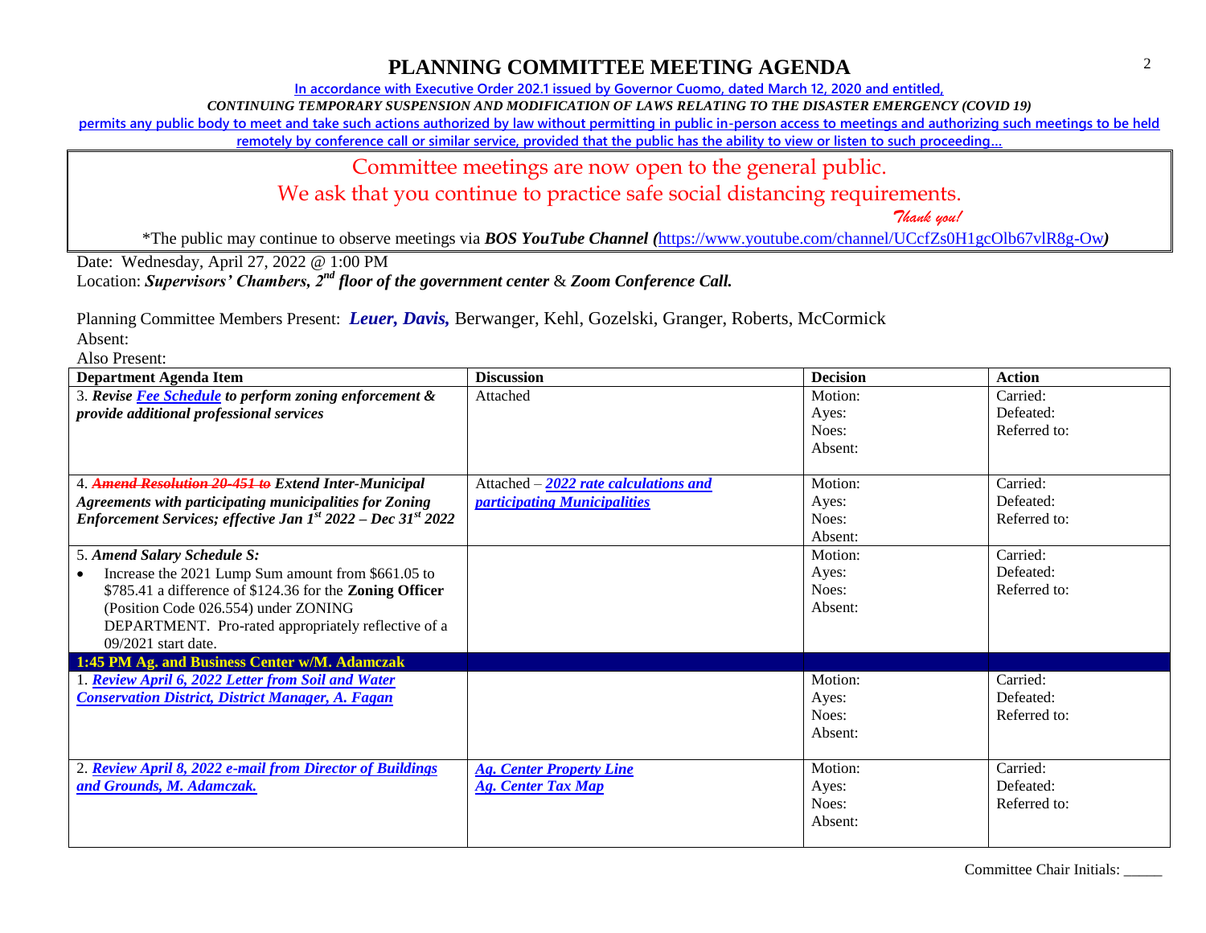# PLANNING COMMITTEE MEETING AGENDA

In accordance with Executive Order 202.1 issued by Governor Cuomo, dated March 12, 2020 and entitled,

*CONTINUING TEMPORARY SUSPENSION AND MODIFICATION OF LAWS RELATING TO THE DISASTER EMERGENCY (COVID 19)*

permits any public body to meet and take such actions authorized by law without permitting in public in-person access to meetings and authorizing such meetings to be held remotely by conference call or similar service, provided that the public has the ability to view or listen to such proceeding…

Committee meetings are now open to the general public.
We ask that you continue to practice safe social distancing requirements.
*Thank you!*

*The public may continue to observe meetings via ***BOS YouTube Channel*** (https://www.youtube.com/channel/UCcfZs0H1gcOlb67vlR8g-Ow)

Date: Wednesday, April 27, 2022 @ 1:00 PM
Location: ***Supervisors' Chambers, 2nd floor of the government center*** & ***Zoom Conference Call.***

Planning Committee Members Present: ***Leuer, Davis,*** Berwanger, Kehl, Gozelski, Granger, Roberts, McCormick
Absent:
Also Present:

| Department Agenda Item | Discussion | Decision | Action |
|---|---|---|---|
| 3. ***Revise Fee Schedule to perform zoning enforcement & provide additional professional services*** | Attached | Motion:<br>Ayes:<br>Noes:<br>Absent: | Carried:<br>Defeated:<br>Referred to: |
| 4. ~~***Amend Resolution 20-451 to***~~ ***Extend Inter-Municipal Agreements with participating municipalities for Zoning Enforcement Services; effective Jan 1st 2022 – Dec 31st 2022*** | Attached – ***2022 rate calculations and participating Municipalities*** | Motion:<br>Ayes:<br>Noes:<br>Absent: | Carried:<br>Defeated:<br>Referred to: |
| 5. ***Amend Salary Schedule S:***<br>• Increase the 2021 Lump Sum amount from $661.05 to $785.41 a difference of $124.36 for the **Zoning Officer** (Position Code 026.554) under ZONING DEPARTMENT. Pro-rated appropriately reflective of a 09/2021 start date. | | Motion:<br>Ayes:<br>Noes:<br>Absent: | Carried:<br>Defeated:<br>Referred to: |
| **1:45 PM Ag. and Business Center w/M. Adamczak** | | | |
| 1. ***Review April 6, 2022 Letter from Soil and Water Conservation District, District Manager, A. Fagan*** | | Motion:<br>Ayes:<br>Noes:<br>Absent: | Carried:<br>Defeated:<br>Referred to: |
| 2. ***Review April 8, 2022 e-mail from Director of Buildings and Grounds, M. Adamczak.*** | ***Ag. Center Property Line***<br>***Ag. Center Tax Map*** | Motion:<br>Ayes:<br>Noes:<br>Absent: | Carried:<br>Defeated:<br>Referred to: |

Committee Chair Initials: _____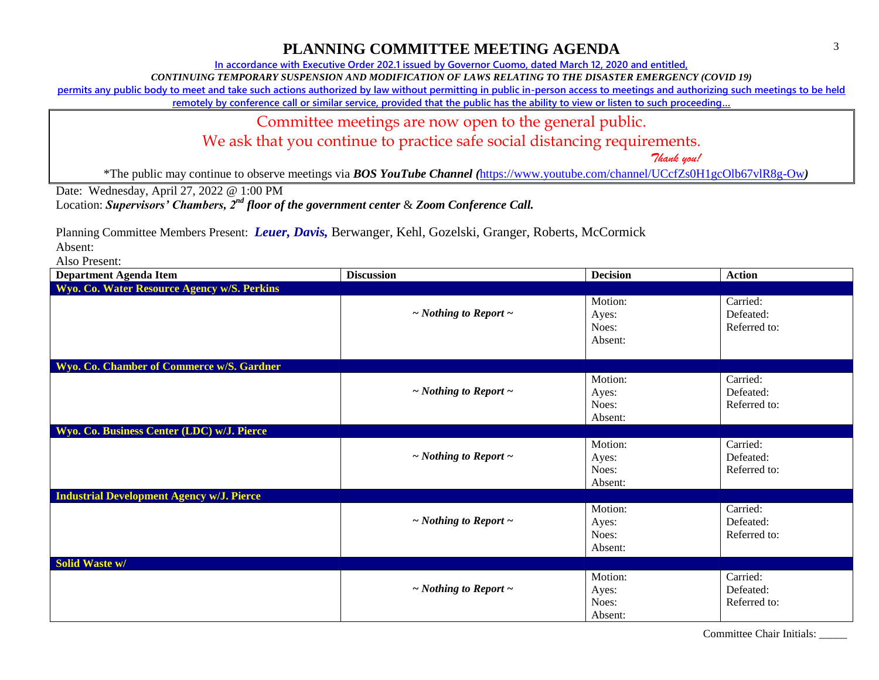# PLANNING COMMITTEE MEETING AGENDA

In accordance with Executive Order 202.1 issued by Governor Cuomo, dated March 12, 2020 and entitled,

*CONTINUING TEMPORARY SUSPENSION AND MODIFICATION OF LAWS RELATING TO THE DISASTER EMERGENCY (COVID 19)*

permits any public body to meet and take such actions authorized by law without permitting in public in-person access to meetings and authorizing such meetings to be held remotely by conference call or similar service, provided that the public has the ability to view or listen to such proceeding…

Committee meetings are now open to the general public.
We ask that you continue to practice safe social distancing requirements.
*Thank you!*

*The public may continue to observe meetings via ***BOS YouTube Channel (***https://www.youtube.com/channel/UCcfZs0H1gcOlb67vlR8g-Ow***)***

Date: Wednesday, April 27, 2022 @ 1:00 PM
Location: ***Supervisors' Chambers, 2nd floor of the government center*** & ***Zoom Conference Call.***

Planning Committee Members Present: ***Leuer, Davis,*** Berwanger, Kehl, Gozelski, Granger, Roberts, McCormick
Absent:
Also Present:

| Department Agenda Item | Discussion | Decision | Action |
|---|---|---|---|
| **Wyo. Co. Water Resource Agency w/S. Perkins** | | | |
| | ***~ Nothing to Report ~*** | Motion:<br>Ayes:<br>Noes:<br>Absent: | Carried:<br>Defeated:<br>Referred to: |
| **Wyo. Co. Chamber of Commerce w/S. Gardner** | | | |
| | ***~ Nothing to Report ~*** | Motion:<br>Ayes:<br>Noes:<br>Absent: | Carried:<br>Defeated:<br>Referred to: |
| **Wyo. Co. Business Center (LDC) w/J. Pierce** | | | |
| | ***~ Nothing to Report ~*** | Motion:<br>Ayes:<br>Noes:<br>Absent: | Carried:<br>Defeated:<br>Referred to: |
| **Industrial Development Agency w/J. Pierce** | | | |
| | ***~ Nothing to Report ~*** | Motion:<br>Ayes:<br>Noes:<br>Absent: | Carried:<br>Defeated:<br>Referred to: |
| **Solid Waste w/** | | | |
| | ***~ Nothing to Report ~*** | Motion:<br>Ayes:<br>Noes:<br>Absent: | Carried:<br>Defeated:<br>Referred to: |

Committee Chair Initials: _____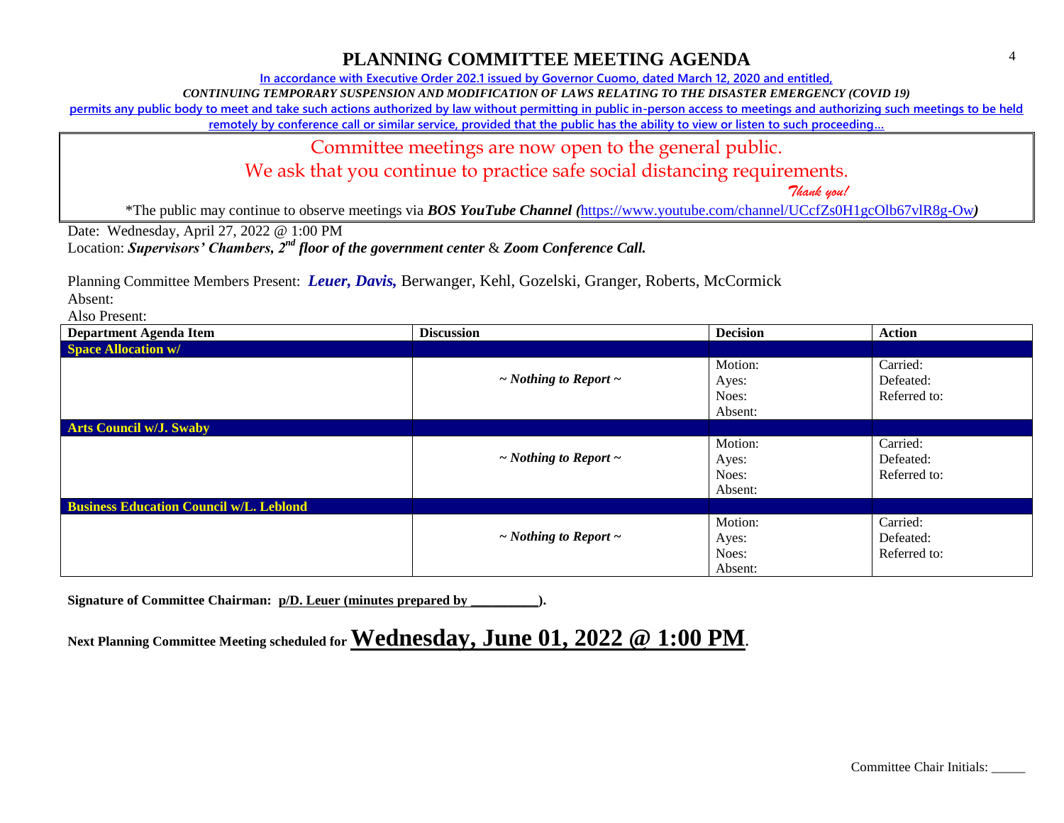# PLANNING COMMITTEE MEETING AGENDA

In accordance with Executive Order 202.1 issued by Governor Cuomo, dated March 12, 2020 and entitled,

*CONTINUING TEMPORARY SUSPENSION AND MODIFICATION OF LAWS RELATING TO THE DISASTER EMERGENCY (COVID 19)*

permits any public body to meet and take such actions authorized by law without permitting in public in-person access to meetings and authorizing such meetings to be held remotely by conference call or similar service, provided that the public has the ability to view or listen to such proceeding…

Committee meetings are now open to the general public.

We ask that you continue to practice safe social distancing requirements.

*Thank you!*

*The public may continue to observe meetings via ***BOS YouTube Channel*** *(*https://www.youtube.com/channel/UCcfZs0H1gcOlb67vlR8g-Ow*)*

Date: Wednesday, April 27, 2022 @ 1:00 PM

Location: ***Supervisors' Chambers, 2nd floor of the government center*** & ***Zoom Conference Call.***

Planning Committee Members Present: ***Leuer, Davis,*** Berwanger, Kehl, Gozelski, Granger, Roberts, McCormick

Absent:

Also Present:

| Department Agenda Item | Discussion | Decision | Action |
|---|---|---|---|
| **Space Allocation w/** | | | |
| | *~ Nothing to Report ~* | Motion:<br>Ayes:<br>Noes:<br>Absent: | Carried:<br>Defeated:<br>Referred to: |
| **Arts Council w/J. Swaby** | | | |
| | *~ Nothing to Report ~* | Motion:<br>Ayes:<br>Noes:<br>Absent: | Carried:<br>Defeated:<br>Referred to: |
| **Business Education Council w/L. Leblond** | | | |
| | *~ Nothing to Report ~* | Motion:<br>Ayes:<br>Noes:<br>Absent: | Carried:<br>Defeated:<br>Referred to: |

**Signature of Committee Chairman: p/D. Leuer (minutes prepared by __________).**

**Next Planning Committee Meeting scheduled for Wednesday, June 01, 2022 @ 1:00 PM.**

Committee Chair Initials: _____